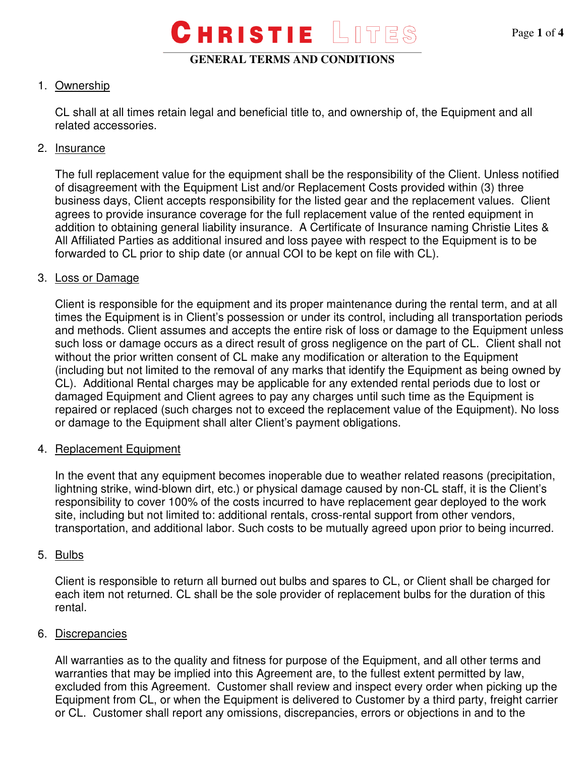# CHRISTIE LITES

## GENERAL TERMS AND CONDITIONS

1. Ownership

   CL shall at all times retain legal and beneficial title to, and ownership of, the Equipment and all related accessories.

2. Insurance

   The full replacement value for the equipment shall be the responsibility of the Client. Unless notified of disagreement with the Equipment List and/or Replacement Costs provided within (3) three business days, Client accepts responsibility for the listed gear and the replacement values. Client agrees to provide insurance coverage for the full replacement value of the rented equipment in addition to obtaining general liability insurance. A Certificate of Insurance naming Christie Lites & All Affiliated Parties as additional insured and loss payee with respect to the Equipment is to be forwarded to CL prior to ship date (or annual COI to be kept on file with CL).

3. Loss or Damage

   Client is responsible for the equipment and its proper maintenance during the rental term, and at all times the Equipment is in Client's possession or under its control, including all transportation periods and methods. Client assumes and accepts the entire risk of loss or damage to the Equipment unless such loss or damage occurs as a direct result of gross negligence on the part of CL. Client shall not without the prior written consent of CL make any modification or alteration to the Equipment (including but not limited to the removal of any marks that identify the Equipment as being owned by CL). Additional Rental charges may be applicable for any extended rental periods due to lost or damaged Equipment and Client agrees to pay any charges until such time as the Equipment is repaired or replaced (such charges not to exceed the replacement value of the Equipment). No loss or damage to the Equipment shall alter Client's payment obligations.

4. Replacement Equipment

   In the event that any equipment becomes inoperable due to weather related reasons (precipitation, lightning strike, wind-blown dirt, etc.) or physical damage caused by non-CL staff, it is the Client's responsibility to cover 100% of the costs incurred to have replacement gear deployed to the work site, including but not limited to: additional rentals, cross-rental support from other vendors, transportation, and additional labor. Such costs to be mutually agreed upon prior to being incurred.

5. Bulbs

   Client is responsible to return all burned out bulbs and spares to CL, or Client shall be charged for each item not returned. CL shall be the sole provider of replacement bulbs for the duration of this rental.

6. Discrepancies

   All warranties as to the quality and fitness for purpose of the Equipment, and all other terms and warranties that may be implied into this Agreement are, to the fullest extent permitted by law, excluded from this Agreement. Customer shall review and inspect every order when picking up the Equipment from CL, or when the Equipment is delivered to Customer by a third party, freight carrier or CL. Customer shall report any omissions, discrepancies, errors or objections in and to the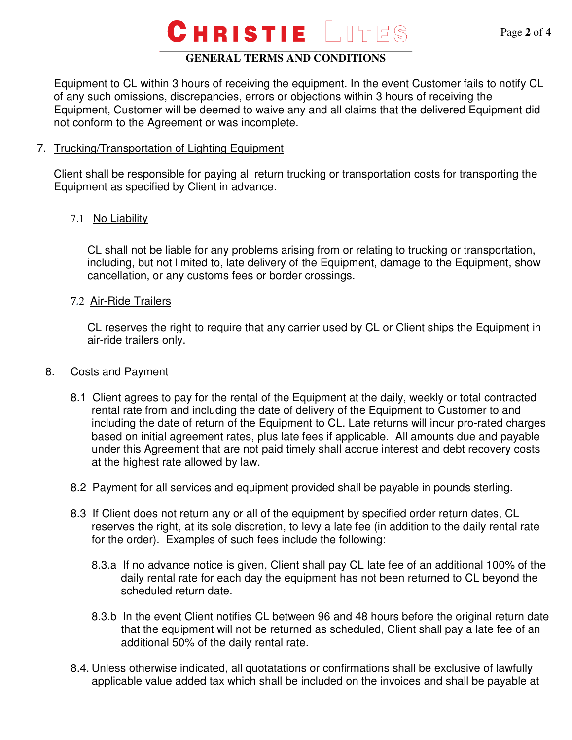Equipment to CL within 3 hours of receiving the equipment. In the event Customer fails to notify CL of any such omissions, discrepancies, errors or objections within 3 hours of receiving the Equipment, Customer will be deemed to waive any and all claims that the delivered Equipment did not conform to the Agreement or was incomplete.

7. <u>Trucking/Transportation of Lighting Equipment</u>

   Client shall be responsible for paying all return trucking or transportation costs for transporting the Equipment as specified by Client in advance.

   7.1 <u>No Liability</u>

   CL shall not be liable for any problems arising from or relating to trucking or transportation, including, but not limited to, late delivery of the Equipment, damage to the Equipment, show cancellation, or any customs fees or border crossings.

   7.2 <u>Air-Ride Trailers</u>

   CL reserves the right to require that any carrier used by CL or Client ships the Equipment in air-ride trailers only.

8. <u>Costs and Payment</u>

   8.1 Client agrees to pay for the rental of the Equipment at the daily, weekly or total contracted rental rate from and including the date of delivery of the Equipment to Customer to and including the date of return of the Equipment to CL. Late returns will incur pro-rated charges based on initial agreement rates, plus late fees if applicable. All amounts due and payable under this Agreement that are not paid timely shall accrue interest and debt recovery costs at the highest rate allowed by law.

   8.2 Payment for all services and equipment provided shall be payable in pounds sterling.

   8.3 If Client does not return any or all of the equipment by specified order return dates, CL reserves the right, at its sole discretion, to levy a late fee (in addition to the daily rental rate for the order). Examples of such fees include the following:

   8.3.a If no advance notice is given, Client shall pay CL late fee of an additional 100% of the daily rental rate for each day the equipment has not been returned to CL beyond the scheduled return date.

   8.3.b In the event Client notifies CL between 96 and 48 hours before the original return date that the equipment will not be returned as scheduled, Client shall pay a late fee of an additional 50% of the daily rental rate.

   8.4. Unless otherwise indicated, all quotatations or confirmations shall be exclusive of lawfully applicable value added tax which shall be included on the invoices and shall be payable at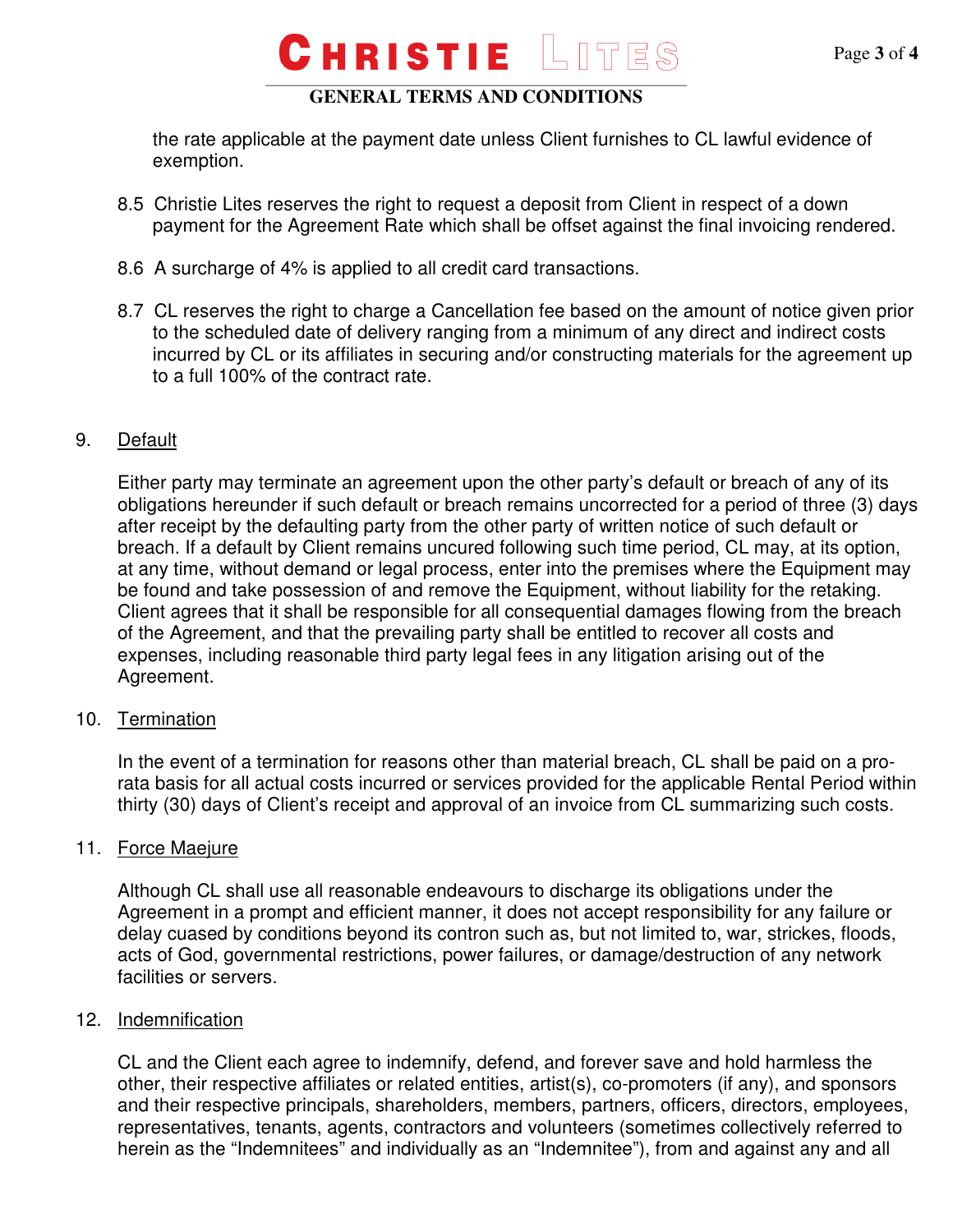the rate applicable at the payment date unless Client furnishes to CL lawful evidence of exemption.

8.5 Christie Lites reserves the right to request a deposit from Client in respect of a down payment for the Agreement Rate which shall be offset against the final invoicing rendered.

8.6 A surcharge of 4% is applied to all credit card transactions.

8.7 CL reserves the right to charge a Cancellation fee based on the amount of notice given prior to the scheduled date of delivery ranging from a minimum of any direct and indirect costs incurred by CL or its affiliates in securing and/or constructing materials for the agreement up to a full 100% of the contract rate.

9. Default

Either party may terminate an agreement upon the other party's default or breach of any of its obligations hereunder if such default or breach remains uncorrected for a period of three (3) days after receipt by the defaulting party from the other party of written notice of such default or breach. If a default by Client remains uncured following such time period, CL may, at its option, at any time, without demand or legal process, enter into the premises where the Equipment may be found and take possession of and remove the Equipment, without liability for the retaking. Client agrees that it shall be responsible for all consequential damages flowing from the breach of the Agreement, and that the prevailing party shall be entitled to recover all costs and expenses, including reasonable third party legal fees in any litigation arising out of the Agreement.

10. Termination

In the event of a termination for reasons other than material breach, CL shall be paid on a pro-rata basis for all actual costs incurred or services provided for the applicable Rental Period within thirty (30) days of Client's receipt and approval of an invoice from CL summarizing such costs.

11. Force Maejure

Although CL shall use all reasonable endeavours to discharge its obligations under the Agreement in a prompt and efficient manner, it does not accept responsibility for any failure or delay cuased by conditions beyond its contron such as, but not limited to, war, strickes, floods, acts of God, governmental restrictions, power failures, or damage/destruction of any network facilities or servers.

12. Indemnification

CL and the Client each agree to indemnify, defend, and forever save and hold harmless the other, their respective affiliates or related entities, artist(s), co-promoters (if any), and sponsors and their respective principals, shareholders, members, partners, officers, directors, employees, representatives, tenants, agents, contractors and volunteers (sometimes collectively referred to herein as the "Indemnitees" and individually as an "Indemnitee"), from and against any and all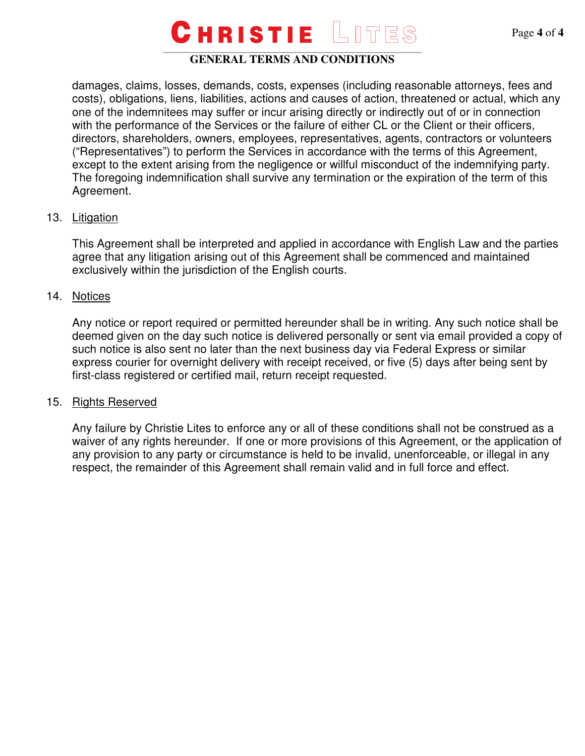damages, claims, losses, demands, costs, expenses (including reasonable attorneys, fees and costs), obligations, liens, liabilities, actions and causes of action, threatened or actual, which any one of the indemnitees may suffer or incur arising directly or indirectly out of or in connection with the performance of the Services or the failure of either CL or the Client or their officers, directors, shareholders, owners, employees, representatives, agents, contractors or volunteers ("Representatives") to perform the Services in accordance with the terms of this Agreement, except to the extent arising from the negligence or willful misconduct of the indemnifying party. The foregoing indemnification shall survive any termination or the expiration of the term of this Agreement.

13. Litigation

This Agreement shall be interpreted and applied in accordance with English Law and the parties agree that any litigation arising out of this Agreement shall be commenced and maintained exclusively within the jurisdiction of the English courts.

14. Notices

Any notice or report required or permitted hereunder shall be in writing. Any such notice shall be deemed given on the day such notice is delivered personally or sent via email provided a copy of such notice is also sent no later than the next business day via Federal Express or similar express courier for overnight delivery with receipt received, or five (5) days after being sent by first-class registered or certified mail, return receipt requested.

15. Rights Reserved

Any failure by Christie Lites to enforce any or all of these conditions shall not be construed as a waiver of any rights hereunder. If one or more provisions of this Agreement, or the application of any provision to any party or circumstance is held to be invalid, unenforceable, or illegal in any respect, the remainder of this Agreement shall remain valid and in full force and effect.